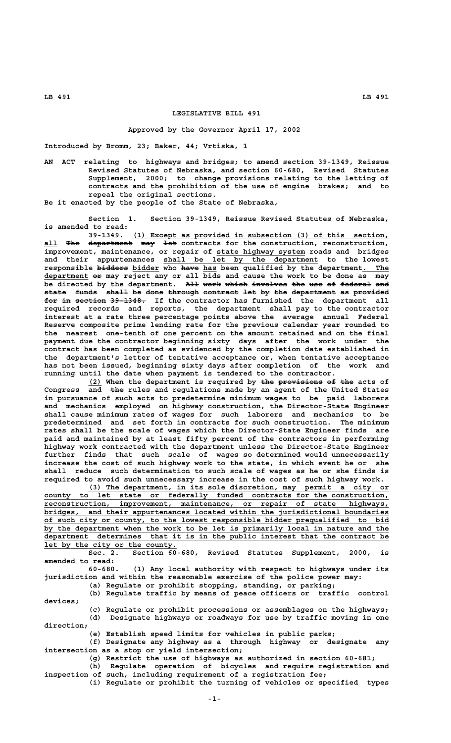# LEGISLATIVE BILL 491

Approved by the Governor April 17, 2002

Introduced by Bromm, 23; Baker, 44; Vrtiska, 1

AN ACT relating to highways and bridges; to amend section 39-1349, Reissue Revised Statutes of Nebraska, and section 60-680, Revised Statutes Supplement, 2000; to change provisions relating to the letting of contracts and the prohibition of the use of engine brakes; and to repeal the original sections.

Be it enacted by the people of the State of Nebraska,

Section 1. Section 39-1349, Reissue Revised Statutes of Nebraska, is amended to read:

39-1349. (1) Except as provided in subsection (3) of this section, all ~~The department may let~~ contracts for the construction, reconstruction, improvement, maintenance, or repair of state highway system roads and bridges and their appurtenances shall be let by the department to the lowest responsible ~~bidders~~ bidder who ~~have~~ has been qualified by the department. The department ~~or~~ may reject any or all bids and cause the work to be done as may be directed by the department. ~~All work which involves the use of federal and state funds shall be done through contract let by the department as provided for in section 39-1348.~~ If the contractor has furnished the department all required records and reports, the department shall pay to the contractor interest at a rate three percentage points above the average annual Federal Reserve composite prime lending rate for the previous calendar year rounded to the nearest one-tenth of one percent on the amount retained and on the final payment due the contractor beginning sixty days after the work under the contract has been completed as evidenced by the completion date established in the department's letter of tentative acceptance or, when tentative acceptance has not been issued, beginning sixty days after completion of the work and running until the date when payment is tendered to the contractor.

(2) When the department is required by ~~the provisions of the~~ acts of Congress and ~~the~~ rules and regulations made by an agent of the United States in pursuance of such acts to predetermine minimum wages to be paid laborers and mechanics employed on highway construction, the Director-State Engineer shall cause minimum rates of wages for such laborers and mechanics to be predetermined and set forth in contracts for such construction. The minimum rates shall be the scale of wages which the Director-State Engineer finds are paid and maintained by at least fifty percent of the contractors in performing highway work contracted with the department unless the Director-State Engineer further finds that such scale of wages so determined would unnecessarily increase the cost of such highway work to the state, in which event he or she shall reduce such determination to such scale of wages as he or she finds is required to avoid such unnecessary increase in the cost of such highway work.

(3) The department, in its sole discretion, may permit a city or county to let state or federally funded contracts for the construction, reconstruction, improvement, maintenance, or repair of state highways, bridges, and their appurtenances located within the jurisdictional boundaries of such city or county, to the lowest responsible bidder prequalified to bid by the department when the work to be let is primarily local in nature and the department determines that it is in the public interest that the contract be let by the city or the county.

Sec. 2. Section 60-680, Revised Statutes Supplement, 2000, is amended to read:

60-680. (1) Any local authority with respect to highways under its jurisdiction and within the reasonable exercise of the police power may:

(a) Regulate or prohibit stopping, standing, or parking;

(b) Regulate traffic by means of peace officers or traffic control devices;

(c) Regulate or prohibit processions or assemblages on the highways;

(d) Designate highways or roadways for use by traffic moving in one direction;

(e) Establish speed limits for vehicles in public parks;

(f) Designate any highway as a through highway or designate any intersection as a stop or yield intersection;

(g) Restrict the use of highways as authorized in section 60-681;

(h) Regulate operation of bicycles and require registration and inspection of such, including requirement of a registration fee;

(i) Regulate or prohibit the turning of vehicles or specified types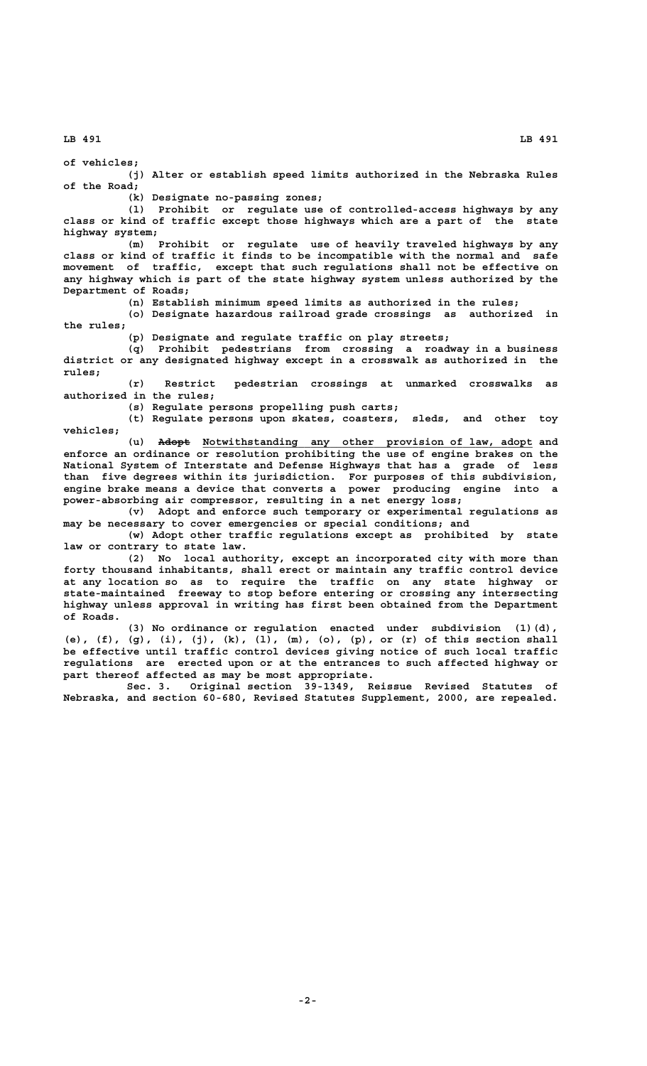of vehicles;

(j) Alter or establish speed limits authorized in the Nebraska Rules of the Road;

(k) Designate no-passing zones;

(l) Prohibit or regulate use of controlled-access highways by any class or kind of traffic except those highways which are a part of the state highway system;

(m) Prohibit or regulate use of heavily traveled highways by any class or kind of traffic it finds to be incompatible with the normal and safe movement of traffic, except that such regulations shall not be effective on any highway which is part of the state highway system unless authorized by the Department of Roads;

(n) Establish minimum speed limits as authorized in the rules;

(o) Designate hazardous railroad grade crossings as authorized in the rules;

(p) Designate and regulate traffic on play streets;

(q) Prohibit pedestrians from crossing a roadway in a business district or any designated highway except in a crosswalk as authorized in the rules;

(r) Restrict pedestrian crossings at unmarked crosswalks as authorized in the rules;

(s) Regulate persons propelling push carts;

(t) Regulate persons upon skates, coasters, sleds, and other toy vehicles;

(u) ~~Adopt~~ Notwithstanding any other provision of law, adopt and enforce an ordinance or resolution prohibiting the use of engine brakes on the National System of Interstate and Defense Highways that has a grade of less than five degrees within its jurisdiction. For purposes of this subdivision, engine brake means a device that converts a power producing engine into a power-absorbing air compressor, resulting in a net energy loss;

(v) Adopt and enforce such temporary or experimental regulations as may be necessary to cover emergencies or special conditions; and

(w) Adopt other traffic regulations except as prohibited by state law or contrary to state law.

(2) No local authority, except an incorporated city with more than forty thousand inhabitants, shall erect or maintain any traffic control device at any location so as to require the traffic on any state highway or state-maintained freeway to stop before entering or crossing any intersecting highway unless approval in writing has first been obtained from the Department of Roads.

(3) No ordinance or regulation enacted under subdivision (1)(d), (e), (f), (g), (i), (j), (k), (l), (m), (o), (p), or (r) of this section shall be effective until traffic control devices giving notice of such local traffic regulations are erected upon or at the entrances to such affected highway or part thereof affected as may be most appropriate.

Sec. 3. Original section 39-1349, Reissue Revised Statutes of Nebraska, and section 60-680, Revised Statutes Supplement, 2000, are repealed.